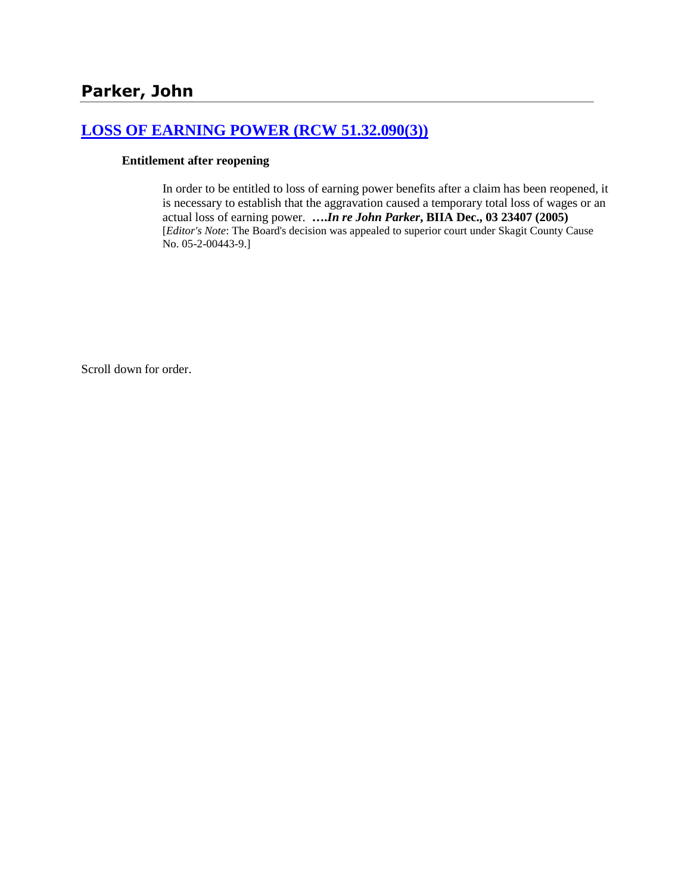# Parker, John

## [LOSS OF EARNING POWER (RCW 51.32.090(3))]

### Entitlement after reopening

In order to be entitled to loss of earning power benefits after a claim has been reopened, it is necessary to establish that the aggravation caused a temporary total loss of wages or an actual loss of earning power. **….*In re John Parker*, BIIA Dec., 03 23407 (2005)** [*Editor's Note*: The Board's decision was appealed to superior court under Skagit County Cause No. 05-2-00443-9.]

Scroll down for order.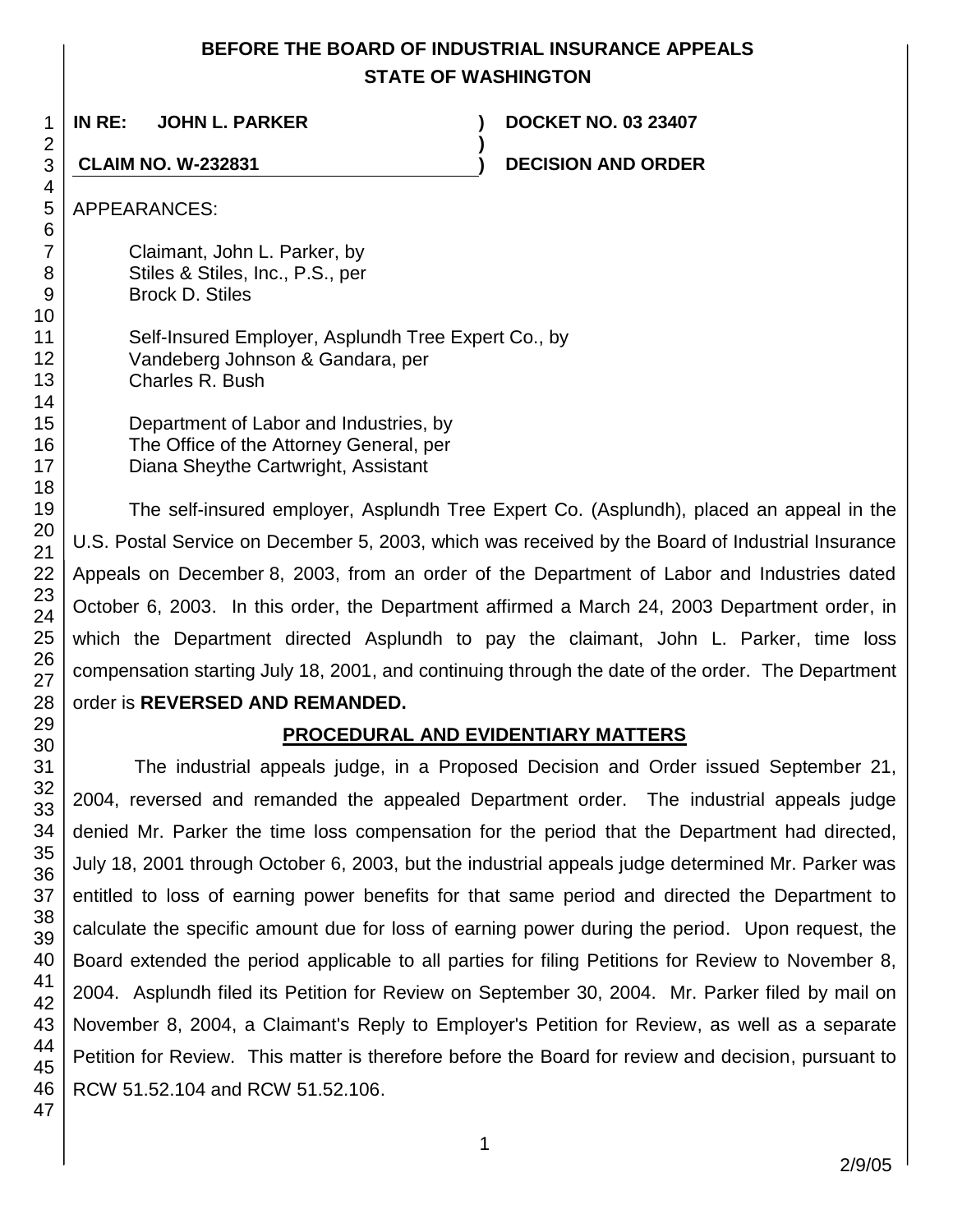# BEFORE THE BOARD OF INDUSTRIAL INSURANCE APPEALS
## STATE OF WASHINGTON

**IN RE: JOHN L. PARKER** ) **DOCKET NO. 03 23407**
)
**CLAIM NO. W-232831** ) **DECISION AND ORDER**

APPEARANCES:

Claimant, John L. Parker, by
Stiles & Stiles, Inc., P.S., per
Brock D. Stiles

Self-Insured Employer, Asplundh Tree Expert Co., by
Vandeberg Johnson & Gandara, per
Charles R. Bush

Department of Labor and Industries, by
The Office of the Attorney General, per
Diana Sheythe Cartwright, Assistant

The self-insured employer, Asplundh Tree Expert Co. (Asplundh), placed an appeal in the U.S. Postal Service on December 5, 2003, which was received by the Board of Industrial Insurance Appeals on December 8, 2003, from an order of the Department of Labor and Industries dated October 6, 2003. In this order, the Department affirmed a March 24, 2003 Department order, in which the Department directed Asplundh to pay the claimant, John L. Parker, time loss compensation starting July 18, 2001, and continuing through the date of the order. The Department order is **REVERSED AND REMANDED.**

**PROCEDURAL AND EVIDENTIARY MATTERS**

The industrial appeals judge, in a Proposed Decision and Order issued September 21, 2004, reversed and remanded the appealed Department order. The industrial appeals judge denied Mr. Parker the time loss compensation for the period that the Department had directed, July 18, 2001 through October 6, 2003, but the industrial appeals judge determined Mr. Parker was entitled to loss of earning power benefits for that same period and directed the Department to calculate the specific amount due for loss of earning power during the period. Upon request, the Board extended the period applicable to all parties for filing Petitions for Review to November 8, 2004. Asplundh filed its Petition for Review on September 30, 2004. Mr. Parker filed by mail on November 8, 2004, a Claimant's Reply to Employer's Petition for Review, as well as a separate Petition for Review. This matter is therefore before the Board for review and decision, pursuant to RCW 51.52.104 and RCW 51.52.106.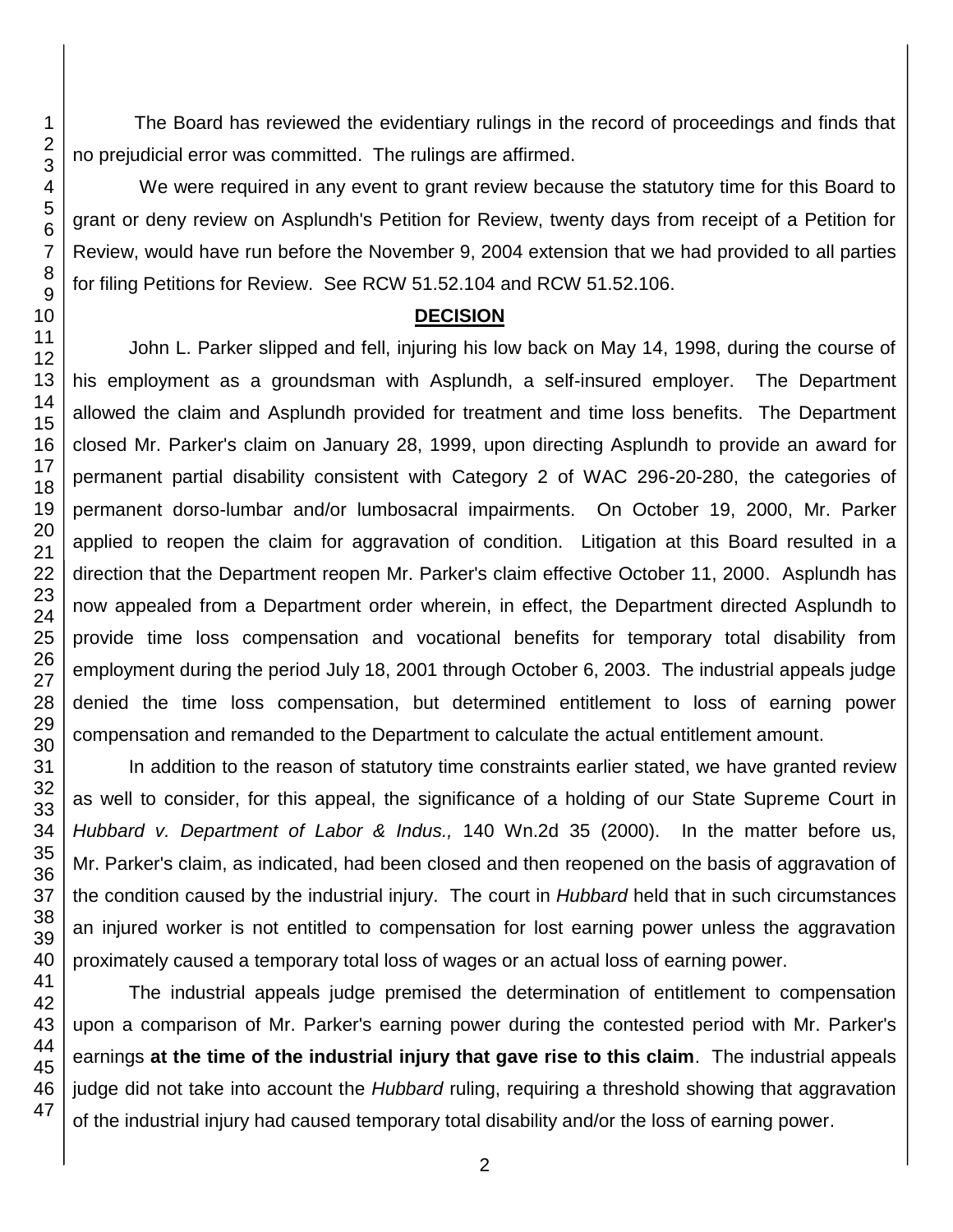The Board has reviewed the evidentiary rulings in the record of proceedings and finds that no prejudicial error was committed. The rulings are affirmed.

We were required in any event to grant review because the statutory time for this Board to grant or deny review on Asplundh's Petition for Review, twenty days from receipt of a Petition for Review, would have run before the November 9, 2004 extension that we had provided to all parties for filing Petitions for Review. See RCW 51.52.104 and RCW 51.52.106.

## DECISION

John L. Parker slipped and fell, injuring his low back on May 14, 1998, during the course of his employment as a groundsman with Asplundh, a self-insured employer. The Department allowed the claim and Asplundh provided for treatment and time loss benefits. The Department closed Mr. Parker's claim on January 28, 1999, upon directing Asplundh to provide an award for permanent partial disability consistent with Category 2 of WAC 296-20-280, the categories of permanent dorso-lumbar and/or lumbosacral impairments. On October 19, 2000, Mr. Parker applied to reopen the claim for aggravation of condition. Litigation at this Board resulted in a direction that the Department reopen Mr. Parker's claim effective October 11, 2000. Asplundh has now appealed from a Department order wherein, in effect, the Department directed Asplundh to provide time loss compensation and vocational benefits for temporary total disability from employment during the period July 18, 2001 through October 6, 2003. The industrial appeals judge denied the time loss compensation, but determined entitlement to loss of earning power compensation and remanded to the Department to calculate the actual entitlement amount.

In addition to the reason of statutory time constraints earlier stated, we have granted review as well to consider, for this appeal, the significance of a holding of our State Supreme Court in *Hubbard v. Department of Labor & Indus.,* 140 Wn.2d 35 (2000). In the matter before us, Mr. Parker's claim, as indicated, had been closed and then reopened on the basis of aggravation of the condition caused by the industrial injury. The court in *Hubbard* held that in such circumstances an injured worker is not entitled to compensation for lost earning power unless the aggravation proximately caused a temporary total loss of wages or an actual loss of earning power.

The industrial appeals judge premised the determination of entitlement to compensation upon a comparison of Mr. Parker's earning power during the contested period with Mr. Parker's earnings **at the time of the industrial injury that gave rise to this claim**. The industrial appeals judge did not take into account the *Hubbard* ruling, requiring a threshold showing that aggravation of the industrial injury had caused temporary total disability and/or the loss of earning power.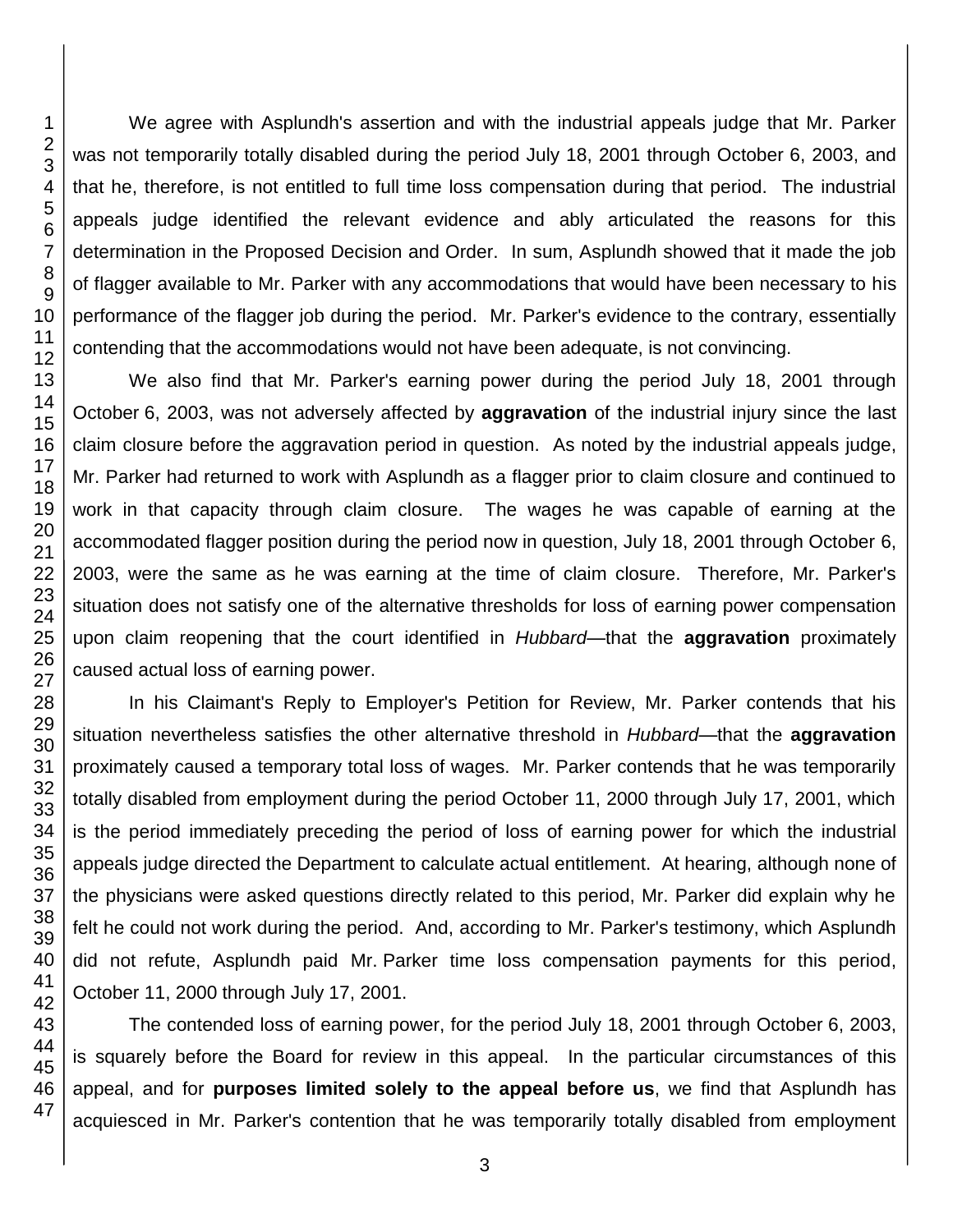We agree with Asplundh's assertion and with the industrial appeals judge that Mr. Parker was not temporarily totally disabled during the period July 18, 2001 through October 6, 2003, and that he, therefore, is not entitled to full time loss compensation during that period. The industrial appeals judge identified the relevant evidence and ably articulated the reasons for this determination in the Proposed Decision and Order. In sum, Asplundh showed that it made the job of flagger available to Mr. Parker with any accommodations that would have been necessary to his performance of the flagger job during the period. Mr. Parker's evidence to the contrary, essentially contending that the accommodations would not have been adequate, is not convincing.

We also find that Mr. Parker's earning power during the period July 18, 2001 through October 6, 2003, was not adversely affected by **aggravation** of the industrial injury since the last claim closure before the aggravation period in question. As noted by the industrial appeals judge, Mr. Parker had returned to work with Asplundh as a flagger prior to claim closure and continued to work in that capacity through claim closure. The wages he was capable of earning at the accommodated flagger position during the period now in question, July 18, 2001 through October 6, 2003, were the same as he was earning at the time of claim closure. Therefore, Mr. Parker's situation does not satisfy one of the alternative thresholds for loss of earning power compensation upon claim reopening that the court identified in *Hubbard*—that the **aggravation** proximately caused actual loss of earning power.

In his Claimant's Reply to Employer's Petition for Review, Mr. Parker contends that his situation nevertheless satisfies the other alternative threshold in *Hubbard*—that the **aggravation** proximately caused a temporary total loss of wages. Mr. Parker contends that he was temporarily totally disabled from employment during the period October 11, 2000 through July 17, 2001, which is the period immediately preceding the period of loss of earning power for which the industrial appeals judge directed the Department to calculate actual entitlement. At hearing, although none of the physicians were asked questions directly related to this period, Mr. Parker did explain why he felt he could not work during the period. And, according to Mr. Parker's testimony, which Asplundh did not refute, Asplundh paid Mr. Parker time loss compensation payments for this period, October 11, 2000 through July 17, 2001.

The contended loss of earning power, for the period July 18, 2001 through October 6, 2003, is squarely before the Board for review in this appeal. In the particular circumstances of this appeal, and for **purposes limited solely to the appeal before us**, we find that Asplundh has acquiesced in Mr. Parker's contention that he was temporarily totally disabled from employment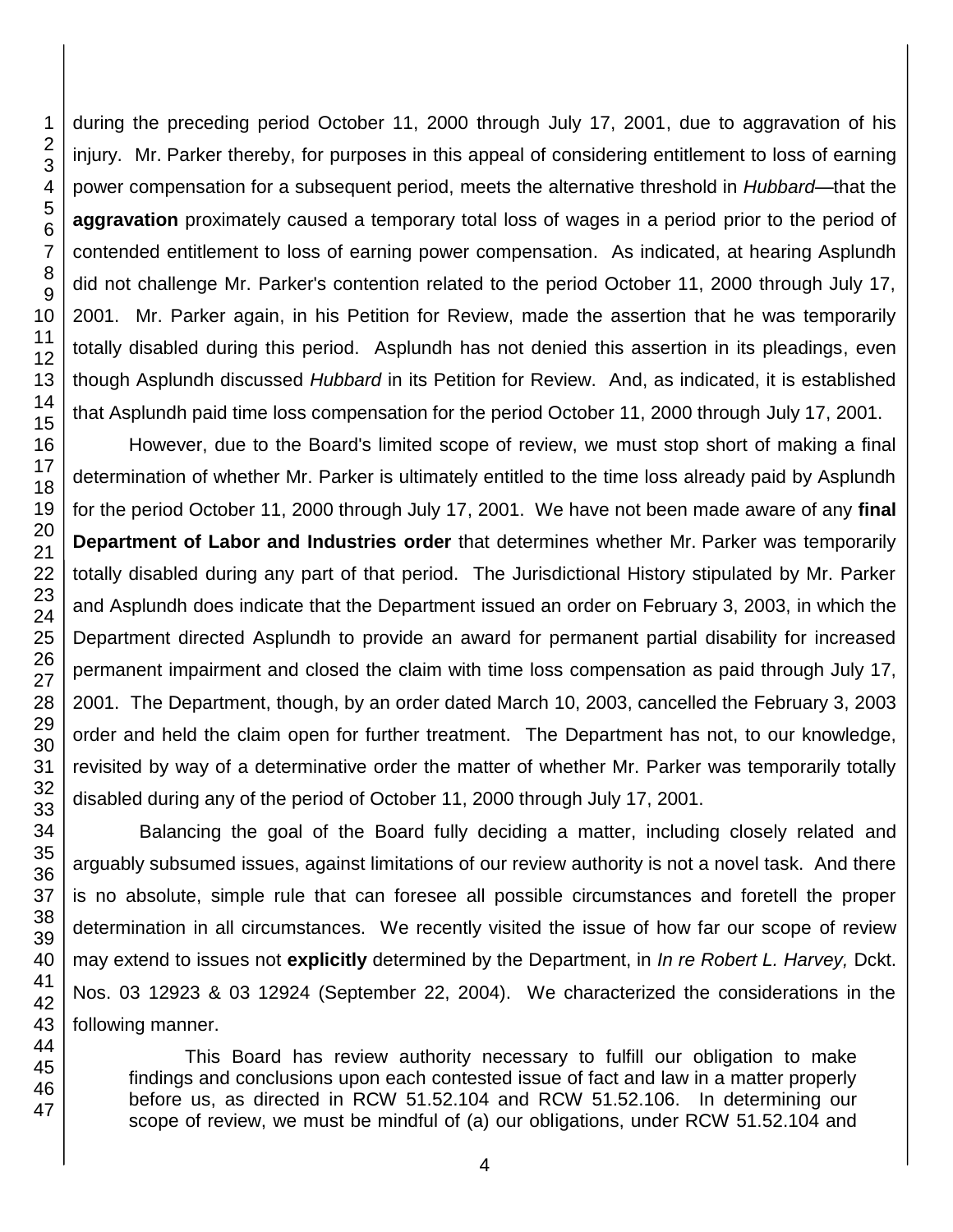during the preceding period October 11, 2000 through July 17, 2001, due to aggravation of his injury. Mr. Parker thereby, for purposes in this appeal of considering entitlement to loss of earning power compensation for a subsequent period, meets the alternative threshold in *Hubbard*—that the **aggravation** proximately caused a temporary total loss of wages in a period prior to the period of contended entitlement to loss of earning power compensation. As indicated, at hearing Asplundh did not challenge Mr. Parker's contention related to the period October 11, 2000 through July 17, 2001. Mr. Parker again, in his Petition for Review, made the assertion that he was temporarily totally disabled during this period. Asplundh has not denied this assertion in its pleadings, even though Asplundh discussed *Hubbard* in its Petition for Review. And, as indicated, it is established that Asplundh paid time loss compensation for the period October 11, 2000 through July 17, 2001.

However, due to the Board's limited scope of review, we must stop short of making a final determination of whether Mr. Parker is ultimately entitled to the time loss already paid by Asplundh for the period October 11, 2000 through July 17, 2001. We have not been made aware of any **final Department of Labor and Industries order** that determines whether Mr. Parker was temporarily totally disabled during any part of that period. The Jurisdictional History stipulated by Mr. Parker and Asplundh does indicate that the Department issued an order on February 3, 2003, in which the Department directed Asplundh to provide an award for permanent partial disability for increased permanent impairment and closed the claim with time loss compensation as paid through July 17, 2001. The Department, though, by an order dated March 10, 2003, cancelled the February 3, 2003 order and held the claim open for further treatment. The Department has not, to our knowledge, revisited by way of a determinative order the matter of whether Mr. Parker was temporarily totally disabled during any of the period of October 11, 2000 through July 17, 2001.

Balancing the goal of the Board fully deciding a matter, including closely related and arguably subsumed issues, against limitations of our review authority is not a novel task. And there is no absolute, simple rule that can foresee all possible circumstances and foretell the proper determination in all circumstances. We recently visited the issue of how far our scope of review may extend to issues not **explicitly** determined by the Department, in *In re Robert L. Harvey,* Dckt. Nos. 03 12923 & 03 12924 (September 22, 2004). We characterized the considerations in the following manner.

> This Board has review authority necessary to fulfill our obligation to make findings and conclusions upon each contested issue of fact and law in a matter properly before us, as directed in RCW 51.52.104 and RCW 51.52.106. In determining our scope of review, we must be mindful of (a) our obligations, under RCW 51.52.104 and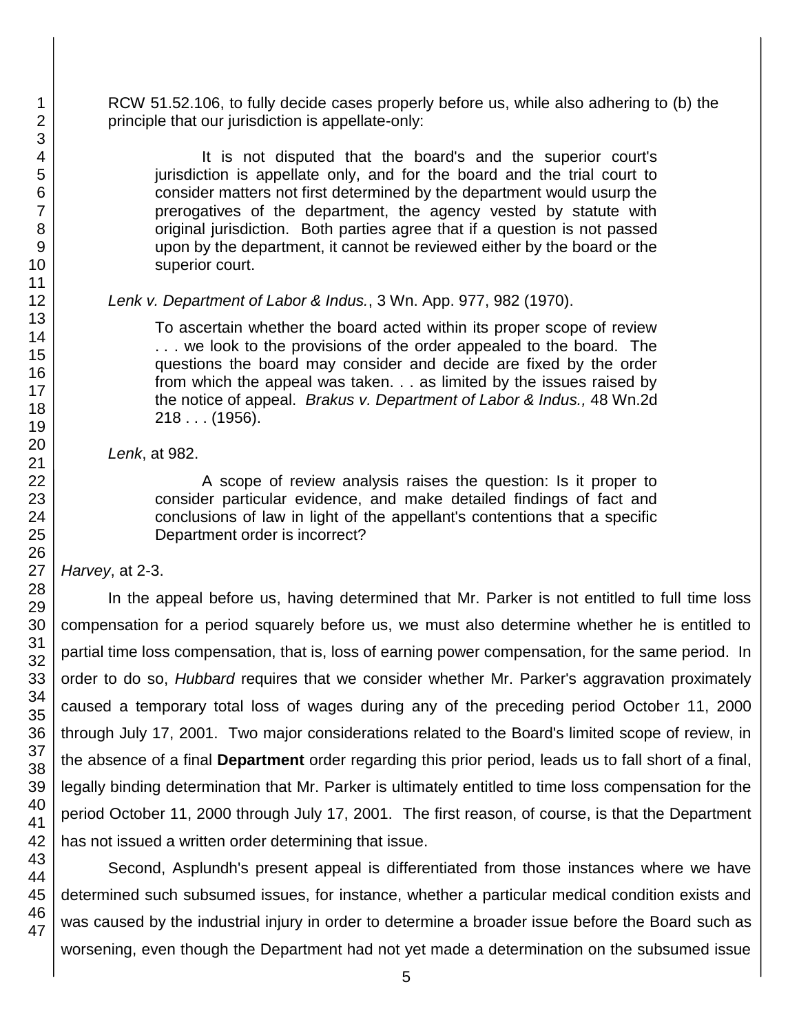RCW 51.52.106, to fully decide cases properly before us, while also adhering to (b) the principle that our jurisdiction is appellate-only:

> It is not disputed that the board's and the superior court's jurisdiction is appellate only, and for the board and the trial court to consider matters not first determined by the department would usurp the prerogatives of the department, the agency vested by statute with original jurisdiction. Both parties agree that if a question is not passed upon by the department, it cannot be reviewed either by the board or the superior court.

*Lenk v. Department of Labor & Indus.*, 3 Wn. App. 977, 982 (1970).

> To ascertain whether the board acted within its proper scope of review . . . we look to the provisions of the order appealed to the board. The questions the board may consider and decide are fixed by the order from which the appeal was taken. . . as limited by the issues raised by the notice of appeal. *Brakus v. Department of Labor & Indus.,* 48 Wn.2d 218 . . . (1956).

*Lenk*, at 982.

> A scope of review analysis raises the question: Is it proper to consider particular evidence, and make detailed findings of fact and conclusions of law in light of the appellant's contentions that a specific Department order is incorrect?

*Harvey*, at 2-3.

In the appeal before us, having determined that Mr. Parker is not entitled to full time loss compensation for a period squarely before us, we must also determine whether he is entitled to partial time loss compensation, that is, loss of earning power compensation, for the same period. In order to do so, *Hubbard* requires that we consider whether Mr. Parker's aggravation proximately caused a temporary total loss of wages during any of the preceding period October 11, 2000 through July 17, 2001. Two major considerations related to the Board's limited scope of review, in the absence of a final **Department** order regarding this prior period, leads us to fall short of a final, legally binding determination that Mr. Parker is ultimately entitled to time loss compensation for the period October 11, 2000 through July 17, 2001. The first reason, of course, is that the Department has not issued a written order determining that issue.

Second, Asplundh's present appeal is differentiated from those instances where we have determined such subsumed issues, for instance, whether a particular medical condition exists and was caused by the industrial injury in order to determine a broader issue before the Board such as worsening, even though the Department had not yet made a determination on the subsumed issue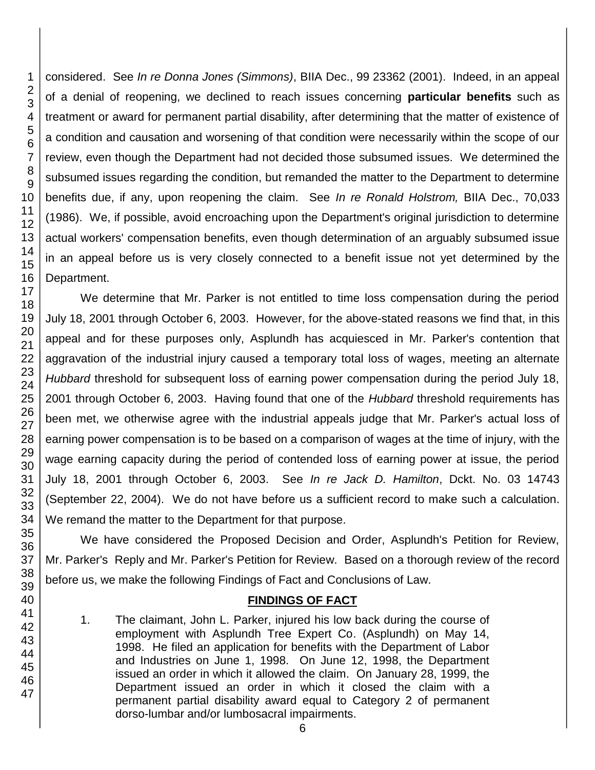considered. See *In re Donna Jones (Simmons)*, BIIA Dec., 99 23362 (2001). Indeed, in an appeal of a denial of reopening, we declined to reach issues concerning **particular benefits** such as treatment or award for permanent partial disability, after determining that the matter of existence of a condition and causation and worsening of that condition were necessarily within the scope of our review, even though the Department had not decided those subsumed issues. We determined the subsumed issues regarding the condition, but remanded the matter to the Department to determine benefits due, if any, upon reopening the claim. See *In re Ronald Holstrom,* BIIA Dec., 70,033 (1986). We, if possible, avoid encroaching upon the Department's original jurisdiction to determine actual workers' compensation benefits, even though determination of an arguably subsumed issue in an appeal before us is very closely connected to a benefit issue not yet determined by the Department.

We determine that Mr. Parker is not entitled to time loss compensation during the period July 18, 2001 through October 6, 2003. However, for the above-stated reasons we find that, in this appeal and for these purposes only, Asplundh has acquiesced in Mr. Parker's contention that aggravation of the industrial injury caused a temporary total loss of wages, meeting an alternate *Hubbard* threshold for subsequent loss of earning power compensation during the period July 18, 2001 through October 6, 2003. Having found that one of the *Hubbard* threshold requirements has been met, we otherwise agree with the industrial appeals judge that Mr. Parker's actual loss of earning power compensation is to be based on a comparison of wages at the time of injury, with the wage earning capacity during the period of contended loss of earning power at issue, the period July 18, 2001 through October 6, 2003. See *In re Jack D. Hamilton*, Dckt. No. 03 14743 (September 22, 2004). We do not have before us a sufficient record to make such a calculation. We remand the matter to the Department for that purpose.

We have considered the Proposed Decision and Order, Asplundh's Petition for Review, Mr. Parker's Reply and Mr. Parker's Petition for Review. Based on a thorough review of the record before us, we make the following Findings of Fact and Conclusions of Law.

## FINDINGS OF FACT

1. The claimant, John L. Parker, injured his low back during the course of employment with Asplundh Tree Expert Co. (Asplundh) on May 14, 1998. He filed an application for benefits with the Department of Labor and Industries on June 1, 1998. On June 12, 1998, the Department issued an order in which it allowed the claim. On January 28, 1999, the Department issued an order in which it closed the claim with a permanent partial disability award equal to Category 2 of permanent dorso-lumbar and/or lumbosacral impairments.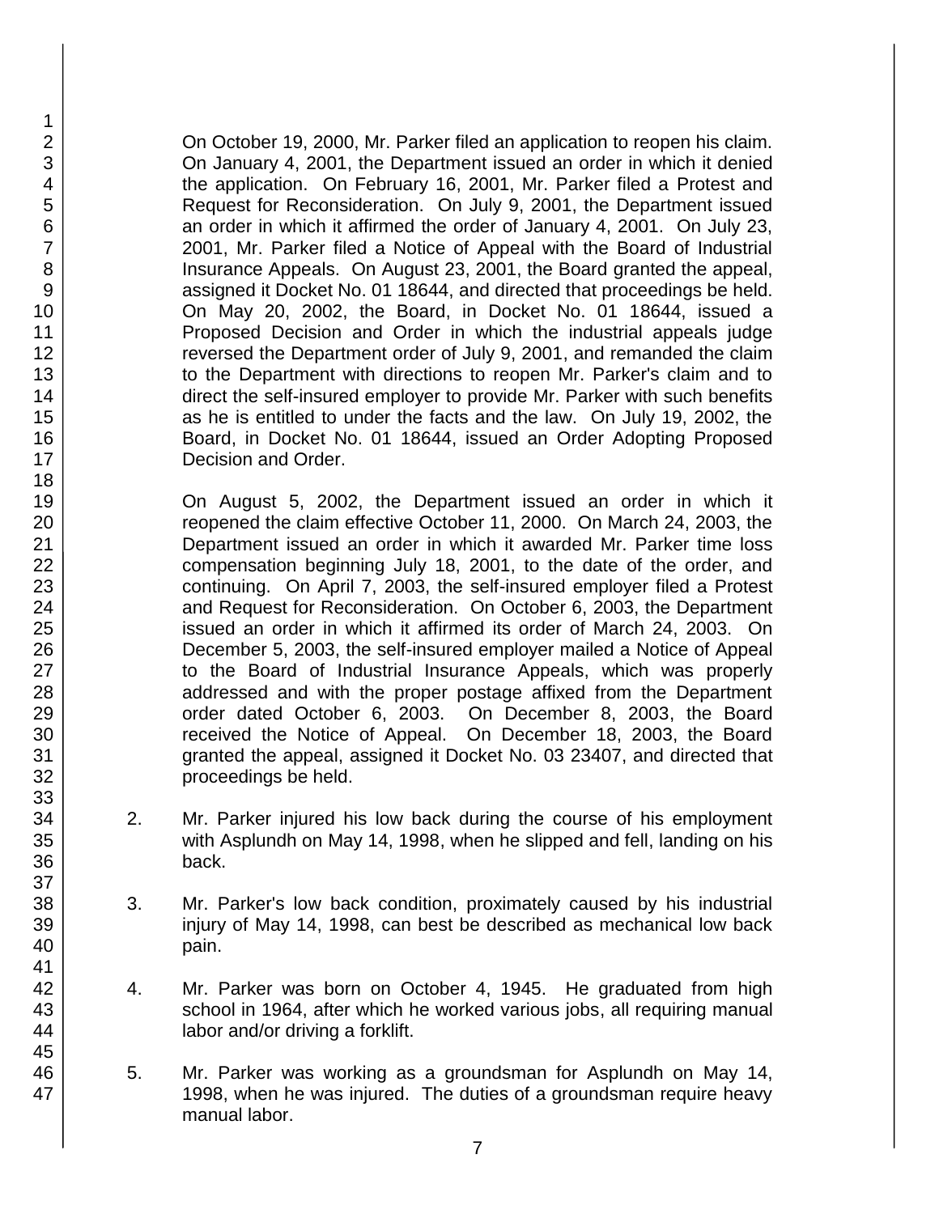On October 19, 2000, Mr. Parker filed an application to reopen his claim. On January 4, 2001, the Department issued an order in which it denied the application. On February 16, 2001, Mr. Parker filed a Protest and Request for Reconsideration. On July 9, 2001, the Department issued an order in which it affirmed the order of January 4, 2001. On July 23, 2001, Mr. Parker filed a Notice of Appeal with the Board of Industrial Insurance Appeals. On August 23, 2001, the Board granted the appeal, assigned it Docket No. 01 18644, and directed that proceedings be held. On May 20, 2002, the Board, in Docket No. 01 18644, issued a Proposed Decision and Order in which the industrial appeals judge reversed the Department order of July 9, 2001, and remanded the claim to the Department with directions to reopen Mr. Parker's claim and to direct the self-insured employer to provide Mr. Parker with such benefits as he is entitled to under the facts and the law. On July 19, 2002, the Board, in Docket No. 01 18644, issued an Order Adopting Proposed Decision and Order.

On August 5, 2002, the Department issued an order in which it reopened the claim effective October 11, 2000. On March 24, 2003, the Department issued an order in which it awarded Mr. Parker time loss compensation beginning July 18, 2001, to the date of the order, and continuing. On April 7, 2003, the self-insured employer filed a Protest and Request for Reconsideration. On October 6, 2003, the Department issued an order in which it affirmed its order of March 24, 2003. On December 5, 2003, the self-insured employer mailed a Notice of Appeal to the Board of Industrial Insurance Appeals, which was properly addressed and with the proper postage affixed from the Department order dated October 6, 2003. On December 8, 2003, the Board received the Notice of Appeal. On December 18, 2003, the Board granted the appeal, assigned it Docket No. 03 23407, and directed that proceedings be held.

2. Mr. Parker injured his low back during the course of his employment with Asplundh on May 14, 1998, when he slipped and fell, landing on his back.

3. Mr. Parker's low back condition, proximately caused by his industrial injury of May 14, 1998, can best be described as mechanical low back pain.

4. Mr. Parker was born on October 4, 1945. He graduated from high school in 1964, after which he worked various jobs, all requiring manual labor and/or driving a forklift.

5. Mr. Parker was working as a groundsman for Asplundh on May 14, 1998, when he was injured. The duties of a groundsman require heavy manual labor.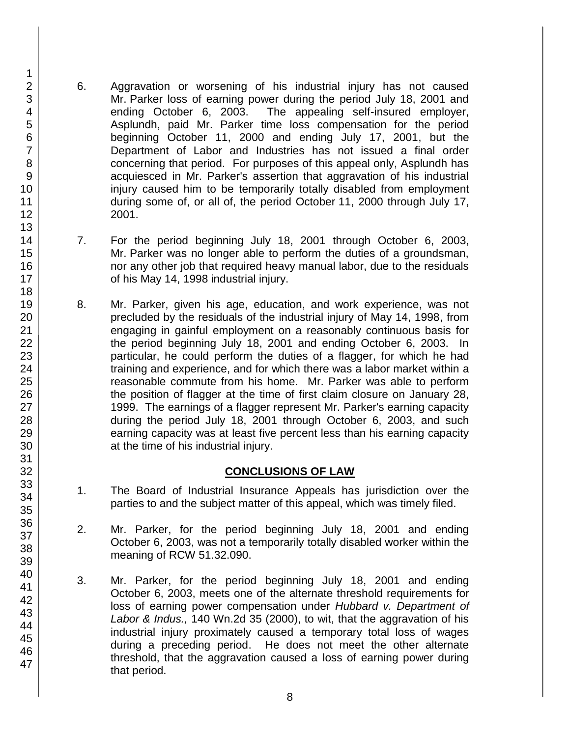6. Aggravation or worsening of his industrial injury has not caused Mr. Parker loss of earning power during the period July 18, 2001 and ending October 6, 2003. The appealing self-insured employer, Asplundh, paid Mr. Parker time loss compensation for the period beginning October 11, 2000 and ending July 17, 2001, but the Department of Labor and Industries has not issued a final order concerning that period. For purposes of this appeal only, Asplundh has acquiesced in Mr. Parker's assertion that aggravation of his industrial injury caused him to be temporarily totally disabled from employment during some of, or all of, the period October 11, 2000 through July 17, 2001.

7. For the period beginning July 18, 2001 through October 6, 2003, Mr. Parker was no longer able to perform the duties of a groundsman, nor any other job that required heavy manual labor, due to the residuals of his May 14, 1998 industrial injury.

8. Mr. Parker, given his age, education, and work experience, was not precluded by the residuals of the industrial injury of May 14, 1998, from engaging in gainful employment on a reasonably continuous basis for the period beginning July 18, 2001 and ending October 6, 2003. In particular, he could perform the duties of a flagger, for which he had training and experience, and for which there was a labor market within a reasonable commute from his home. Mr. Parker was able to perform the position of flagger at the time of first claim closure on January 28, 1999. The earnings of a flagger represent Mr. Parker's earning capacity during the period July 18, 2001 through October 6, 2003, and such earning capacity was at least five percent less than his earning capacity at the time of his industrial injury.

## CONCLUSIONS OF LAW

1. The Board of Industrial Insurance Appeals has jurisdiction over the parties to and the subject matter of this appeal, which was timely filed.

2. Mr. Parker, for the period beginning July 18, 2001 and ending October 6, 2003, was not a temporarily totally disabled worker within the meaning of RCW 51.32.090.

3. Mr. Parker, for the period beginning July 18, 2001 and ending October 6, 2003, meets one of the alternate threshold requirements for loss of earning power compensation under *Hubbard v. Department of Labor & Indus.,* 140 Wn.2d 35 (2000), to wit, that the aggravation of his industrial injury proximately caused a temporary total loss of wages during a preceding period. He does not meet the other alternate threshold, that the aggravation caused a loss of earning power during that period.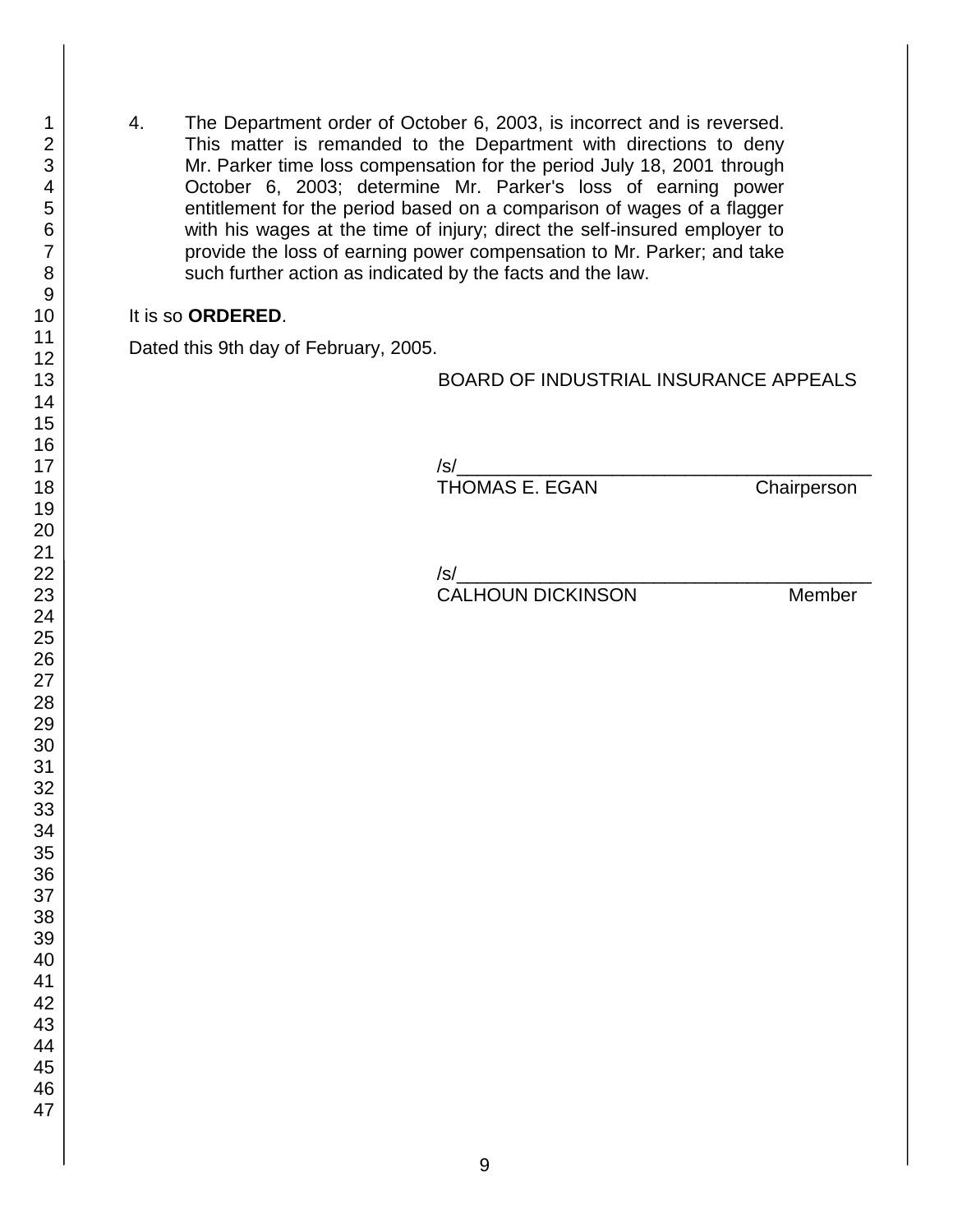4. The Department order of October 6, 2003, is incorrect and is reversed. This matter is remanded to the Department with directions to deny Mr. Parker time loss compensation for the period July 18, 2001 through October 6, 2003; determine Mr. Parker's loss of earning power entitlement for the period based on a comparison of wages of a flagger with his wages at the time of injury; direct the self-insured employer to provide the loss of earning power compensation to Mr. Parker; and take such further action as indicated by the facts and the law.

It is so **ORDERED**.

Dated this 9th day of February, 2005.

BOARD OF INDUSTRIAL INSURANCE APPEALS

/s/\_\_\_\_\_\_\_\_\_\_\_\_\_\_\_\_\_\_\_\_\_\_\_\_\_\_\_\_\_\_\_\_\_\_\_\_\_\_\_\_
THOMAS E. EGAN Chairperson

/s/\_\_\_\_\_\_\_\_\_\_\_\_\_\_\_\_\_\_\_\_\_\_\_\_\_\_\_\_\_\_\_\_\_\_\_\_\_\_\_\_
CALHOUN DICKINSON Member